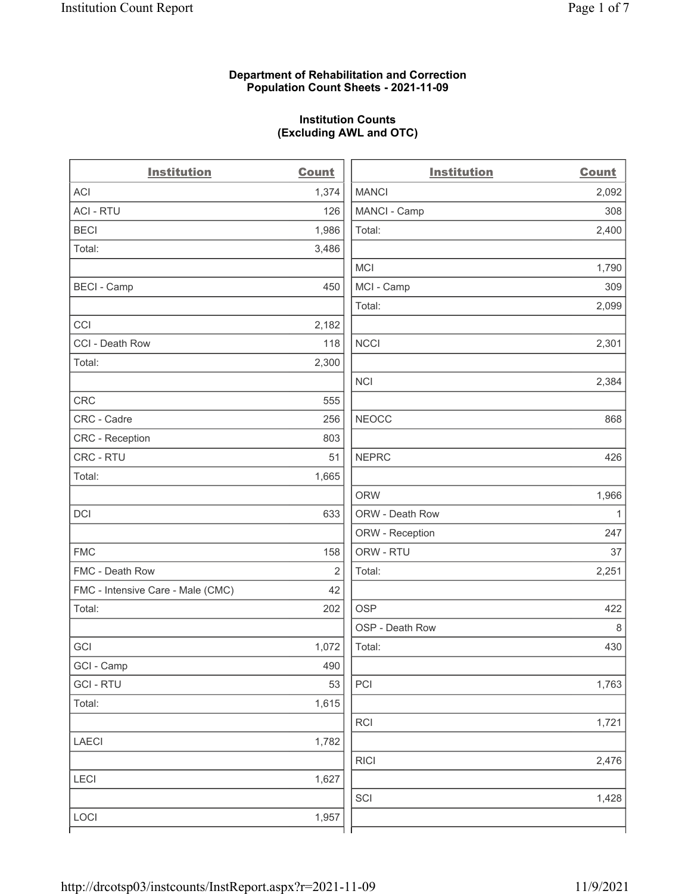**Department of Rehabilitation and Correction**
**Population Count Sheets - 2021-11-09**

**Institution Counts**
**(Excluding AWL and OTC)**

| Institution | Count |
|---|---|
| ACI | 1,374 |
| ACI - RTU | 126 |
| BECI | 1,986 |
| Total: | 3,486 |
| | |
| BECI - Camp | 450 |
| | |
| CCI | 2,182 |
| CCI - Death Row | 118 |
| Total: | 2,300 |
| | |
| CRC | 555 |
| CRC - Cadre | 256 |
| CRC - Reception | 803 |
| CRC - RTU | 51 |
| Total: | 1,665 |
| | |
| DCI | 633 |
| | |
| FMC | 158 |
| FMC - Death Row | 2 |
| FMC - Intensive Care - Male (CMC) | 42 |
| Total: | 202 |
| | |
| GCI | 1,072 |
| GCI - Camp | 490 |
| GCI - RTU | 53 |
| Total: | 1,615 |
| | |
| LAECI | 1,782 |
| | |
| LECI | 1,627 |
| | |
| LOCI | 1,957 |

| Institution | Count |
|---|---|
| MANCI | 2,092 |
| MANCI - Camp | 308 |
| Total: | 2,400 |
| | |
| MCI | 1,790 |
| MCI - Camp | 309 |
| Total: | 2,099 |
| | |
| NCCI | 2,301 |
| | |
| NCI | 2,384 |
| | |
| NEOCC | 868 |
| | |
| NEPRC | 426 |
| | |
| ORW | 1,966 |
| ORW - Death Row | 1 |
| ORW - Reception | 247 |
| ORW - RTU | 37 |
| Total: | 2,251 |
| | |
| OSP | 422 |
| OSP - Death Row | 8 |
| Total: | 430 |
| | |
| PCI | 1,763 |
| | |
| RCI | 1,721 |
| | |
| RICI | 2,476 |
| | |
| SCI | 1,428 |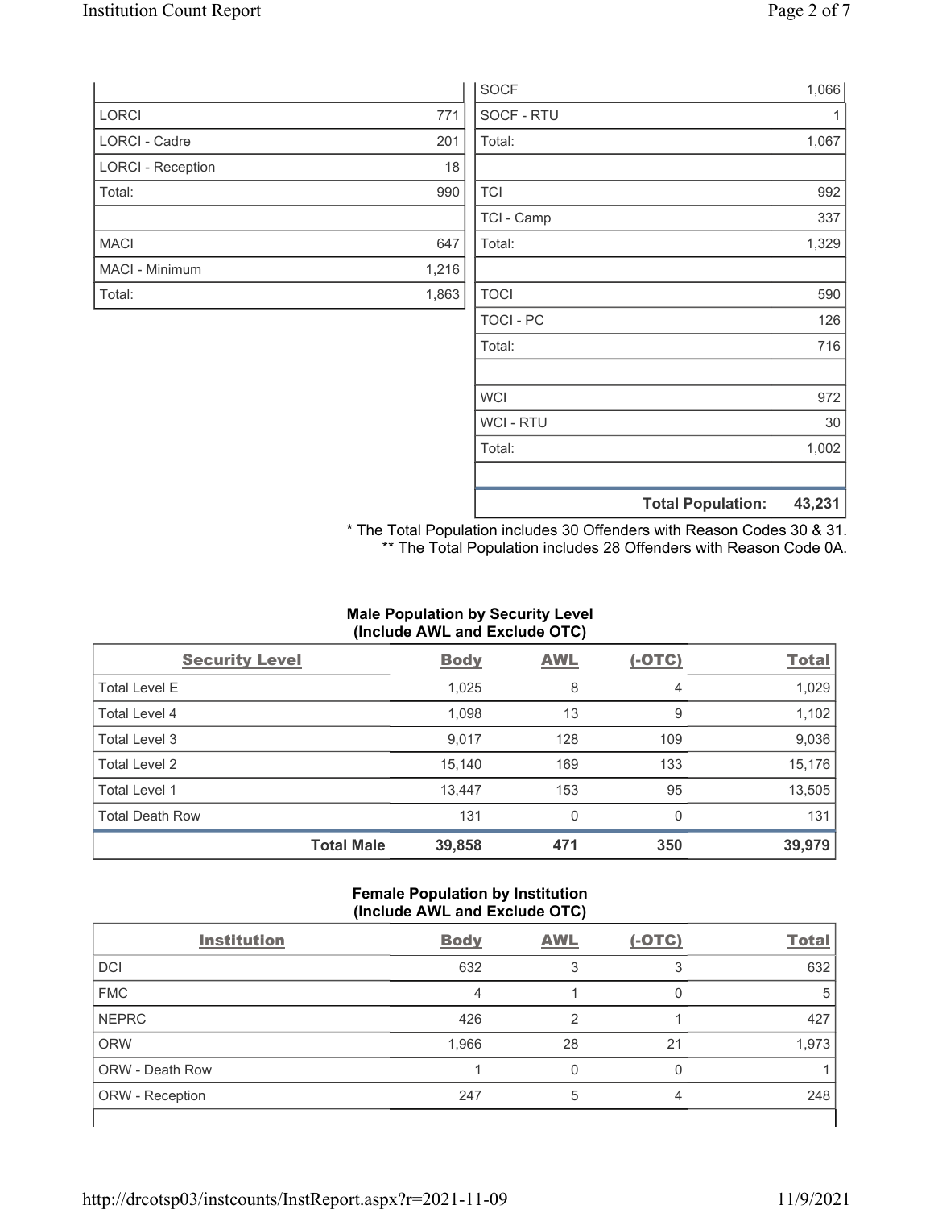| | |
|---|---|
| LORCI | 771 |
| LORCI - Cadre | 201 |
| LORCI - Reception | 18 |
| Total: | 990 |
| | |
| MACI | 647 |
| MACI - Minimum | 1,216 |
| Total: | 1,863 |

| | |
|---|---|
| SOCF | 1,066 |
| SOCF - RTU | 1 |
| Total: | 1,067 |
| | |
| TCI | 992 |
| TCI - Camp | 337 |
| Total: | 1,329 |
| | |
| TOCI | 590 |
| TOCI - PC | 126 |
| Total: | 716 |
| | |
| WCI | 972 |
| WCI - RTU | 30 |
| Total: | 1,002 |
| | |
| **Total Population:** | **43,231** |

\* The Total Population includes 30 Offenders with Reason Codes 30 & 31.
\** The Total Population includes 28 Offenders with Reason Code 0A.

**Male Population by Security Level (Include AWL and Exclude OTC)**

| Security Level | Body | AWL | (-OTC) | Total |
|---|---|---|---|---|
| Total Level E | 1,025 | 8 | 4 | 1,029 |
| Total Level 4 | 1,098 | 13 | 9 | 1,102 |
| Total Level 3 | 9,017 | 128 | 109 | 9,036 |
| Total Level 2 | 15,140 | 169 | 133 | 15,176 |
| Total Level 1 | 13,447 | 153 | 95 | 13,505 |
| Total Death Row | 131 | 0 | 0 | 131 |
| **Total Male** | **39,858** | **471** | **350** | **39,979** |

**Female Population by Institution (Include AWL and Exclude OTC)**

| Institution | Body | AWL | (-OTC) | Total |
|---|---|---|---|---|
| DCI | 632 | 3 | 3 | 632 |
| FMC | 4 | 1 | 0 | 5 |
| NEPRC | 426 | 2 | 1 | 427 |
| ORW | 1,966 | 28 | 21 | 1,973 |
| ORW - Death Row | 1 | 0 | 0 | 1 |
| ORW - Reception | 247 | 5 | 4 | 248 |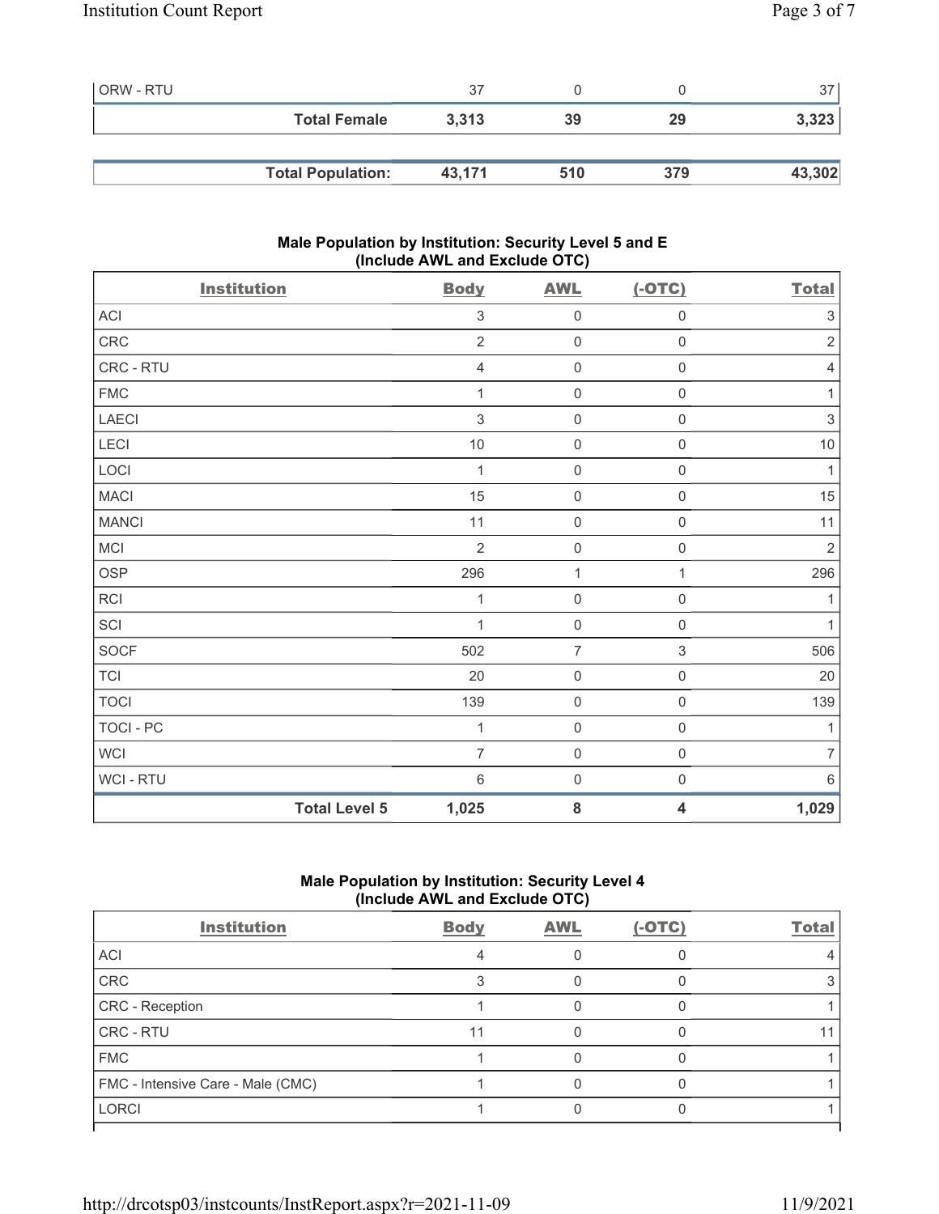| ORW - RTU | 37 | 0 | 0 | 37 |
|---|---|---|---|---|
| **Total Female** | **3,313** | **39** | **29** | **3,323** |
| | | | | |
| **Total Population:** | **43,171** | **510** | **379** | **43,302** |

### Male Population by Institution: Security Level 5 and E (Include AWL and Exclude OTC)

| Institution | Body | AWL | (-OTC) | Total |
|---|---|---|---|---|
| ACI | 3 | 0 | 0 | 3 |
| CRC | 2 | 0 | 0 | 2 |
| CRC - RTU | 4 | 0 | 0 | 4 |
| FMC | 1 | 0 | 0 | 1 |
| LAECI | 3 | 0 | 0 | 3 |
| LECI | 10 | 0 | 0 | 10 |
| LOCI | 1 | 0 | 0 | 1 |
| MACI | 15 | 0 | 0 | 15 |
| MANCI | 11 | 0 | 0 | 11 |
| MCI | 2 | 0 | 0 | 2 |
| OSP | 296 | 1 | 1 | 296 |
| RCI | 1 | 0 | 0 | 1 |
| SCI | 1 | 0 | 0 | 1 |
| SOCF | 502 | 7 | 3 | 506 |
| TCI | 20 | 0 | 0 | 20 |
| TOCI | 139 | 0 | 0 | 139 |
| TOCI - PC | 1 | 0 | 0 | 1 |
| WCI | 7 | 0 | 0 | 7 |
| WCI - RTU | 6 | 0 | 0 | 6 |
| **Total Level 5** | **1,025** | **8** | **4** | **1,029** |

### Male Population by Institution: Security Level 4 (Include AWL and Exclude OTC)

| Institution | Body | AWL | (-OTC) | Total |
|---|---|---|---|---|
| ACI | 4 | 0 | 0 | 4 |
| CRC | 3 | 0 | 0 | 3 |
| CRC - Reception | 1 | 0 | 0 | 1 |
| CRC - RTU | 11 | 0 | 0 | 11 |
| FMC | 1 | 0 | 0 | 1 |
| FMC - Intensive Care - Male (CMC) | 1 | 0 | 0 | 1 |
| LORCI | 1 | 0 | 0 | 1 |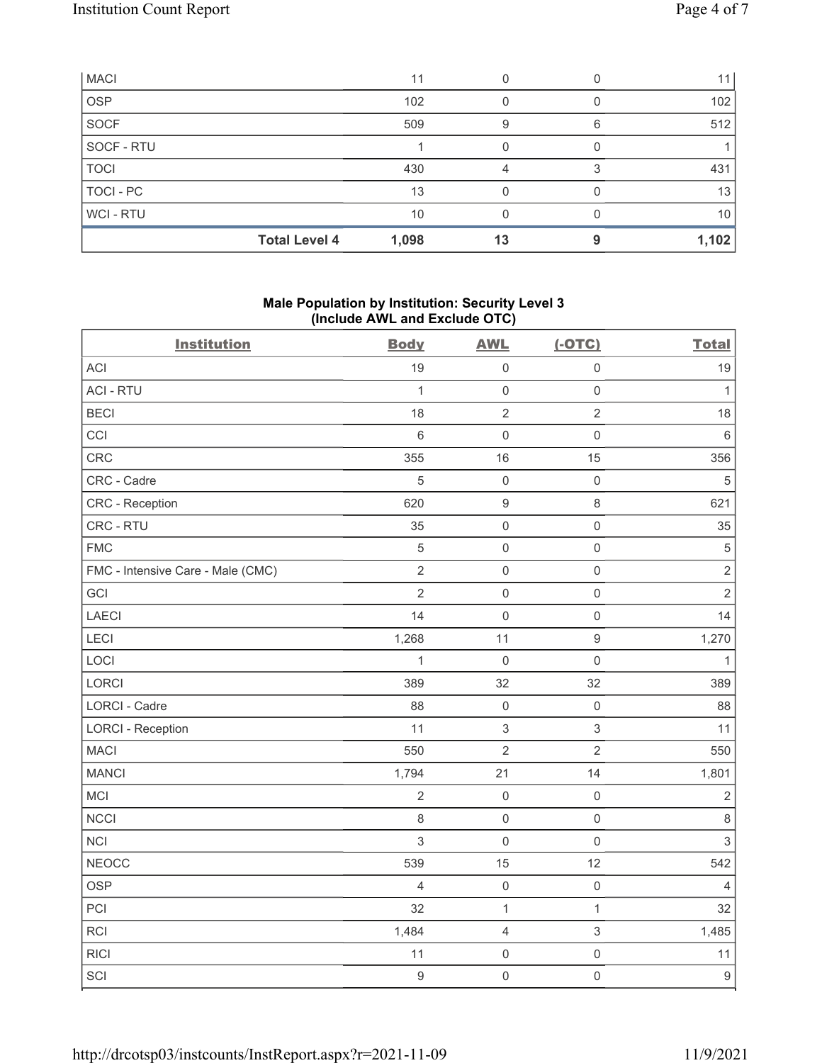| | | | | |
|---|---|---|---|---|
| MACI | 11 | 0 | 0 | 11 |
| OSP | 102 | 0 | 0 | 102 |
| SOCF | 509 | 9 | 6 | 512 |
| SOCF - RTU | 1 | 0 | 0 | 1 |
| TOCI | 430 | 4 | 3 | 431 |
| TOCI - PC | 13 | 0 | 0 | 13 |
| WCI - RTU | 10 | 0 | 0 | 10 |
| **Total Level 4** | **1,098** | **13** | **9** | **1,102** |

## Male Population by Institution: Security Level 3 (Include AWL and Exclude OTC)

| Institution | Body | AWL | (-OTC) | Total |
|---|---|---|---|---|
| ACI | 19 | 0 | 0 | 19 |
| ACI - RTU | 1 | 0 | 0 | 1 |
| BECI | 18 | 2 | 2 | 18 |
| CCI | 6 | 0 | 0 | 6 |
| CRC | 355 | 16 | 15 | 356 |
| CRC - Cadre | 5 | 0 | 0 | 5 |
| CRC - Reception | 620 | 9 | 8 | 621 |
| CRC - RTU | 35 | 0 | 0 | 35 |
| FMC | 5 | 0 | 0 | 5 |
| FMC - Intensive Care - Male (CMC) | 2 | 0 | 0 | 2 |
| GCI | 2 | 0 | 0 | 2 |
| LAECI | 14 | 0 | 0 | 14 |
| LECI | 1,268 | 11 | 9 | 1,270 |
| LOCI | 1 | 0 | 0 | 1 |
| LORCI | 389 | 32 | 32 | 389 |
| LORCI - Cadre | 88 | 0 | 0 | 88 |
| LORCI - Reception | 11 | 3 | 3 | 11 |
| MACI | 550 | 2 | 2 | 550 |
| MANCI | 1,794 | 21 | 14 | 1,801 |
| MCI | 2 | 0 | 0 | 2 |
| NCCI | 8 | 0 | 0 | 8 |
| NCI | 3 | 0 | 0 | 3 |
| NEOCC | 539 | 15 | 12 | 542 |
| OSP | 4 | 0 | 0 | 4 |
| PCI | 32 | 1 | 1 | 32 |
| RCI | 1,484 | 4 | 3 | 1,485 |
| RICI | 11 | 0 | 0 | 11 |
| SCI | 9 | 0 | 0 | 9 |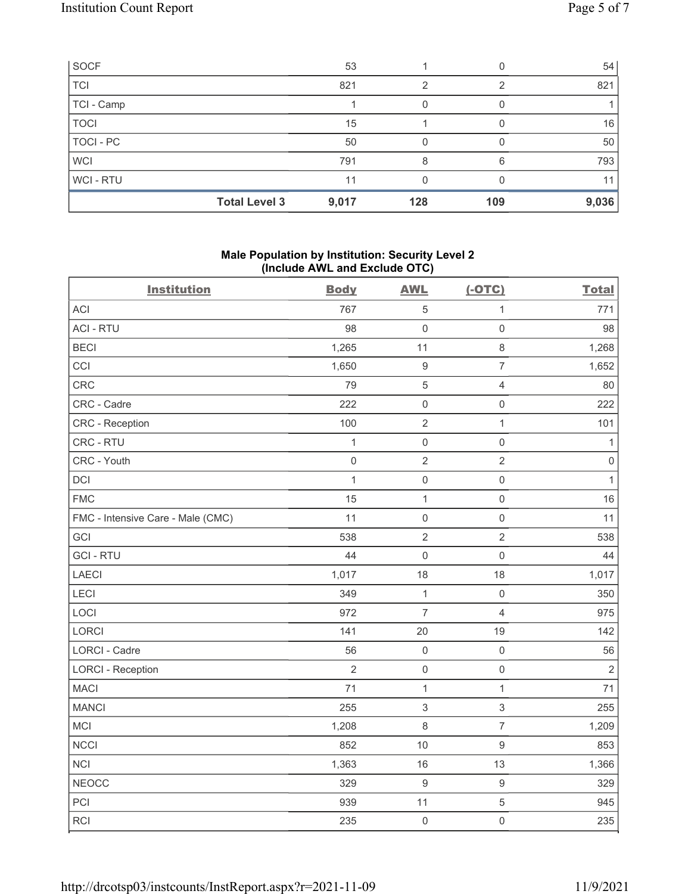| SOCF | 53 | 1 | 0 | 54 |
|---|---|---|---|---|
| TCI | 821 | 2 | 2 | 821 |
| TCI - Camp | 1 | 0 | 0 | 1 |
| TOCI | 15 | 1 | 0 | 16 |
| TOCI - PC | 50 | 0 | 0 | 50 |
| WCI | 791 | 8 | 6 | 793 |
| WCI - RTU | 11 | 0 | 0 | 11 |
| **Total Level 3** | **9,017** | **128** | **109** | **9,036** |

## Male Population by Institution: Security Level 2 (Include AWL and Exclude OTC)

| Institution | Body | AWL | (-OTC) | Total |
|---|---|---|---|---|
| ACI | 767 | 5 | 1 | 771 |
| ACI - RTU | 98 | 0 | 0 | 98 |
| BECI | 1,265 | 11 | 8 | 1,268 |
| CCI | 1,650 | 9 | 7 | 1,652 |
| CRC | 79 | 5 | 4 | 80 |
| CRC - Cadre | 222 | 0 | 0 | 222 |
| CRC - Reception | 100 | 2 | 1 | 101 |
| CRC - RTU | 1 | 0 | 0 | 1 |
| CRC - Youth | 0 | 2 | 2 | 0 |
| DCI | 1 | 0 | 0 | 1 |
| FMC | 15 | 1 | 0 | 16 |
| FMC - Intensive Care - Male (CMC) | 11 | 0 | 0 | 11 |
| GCI | 538 | 2 | 2 | 538 |
| GCI - RTU | 44 | 0 | 0 | 44 |
| LAECI | 1,017 | 18 | 18 | 1,017 |
| LECI | 349 | 1 | 0 | 350 |
| LOCI | 972 | 7 | 4 | 975 |
| LORCI | 141 | 20 | 19 | 142 |
| LORCI - Cadre | 56 | 0 | 0 | 56 |
| LORCI - Reception | 2 | 0 | 0 | 2 |
| MACI | 71 | 1 | 1 | 71 |
| MANCI | 255 | 3 | 3 | 255 |
| MCI | 1,208 | 8 | 7 | 1,209 |
| NCCI | 852 | 10 | 9 | 853 |
| NCI | 1,363 | 16 | 13 | 1,366 |
| NEOCC | 329 | 9 | 9 | 329 |
| PCI | 939 | 11 | 5 | 945 |
| RCI | 235 | 0 | 0 | 235 |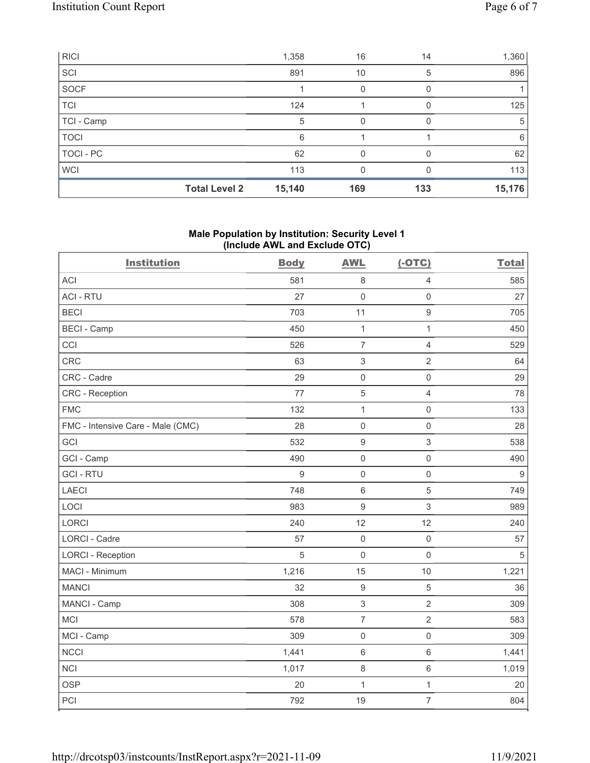| RICI | 1,358 | 16 | 14 | 1,360 |
|---|---|---|---|---|
| SCI | 891 | 10 | 5 | 896 |
| SOCF | 1 | 0 | 0 | 1 |
| TCI | 124 | 1 | 0 | 125 |
| TCI - Camp | 5 | 0 | 0 | 5 |
| TOCI | 6 | 1 | 1 | 6 |
| TOCI - PC | 62 | 0 | 0 | 62 |
| WCI | 113 | 0 | 0 | 113 |
| **Total Level 2** | **15,140** | **169** | **133** | **15,176** |

## Male Population by Institution: Security Level 1 (Include AWL and Exclude OTC)

| Institution | Body | AWL | (-OTC) | Total |
|---|---|---|---|---|
| ACI | 581 | 8 | 4 | 585 |
| ACI - RTU | 27 | 0 | 0 | 27 |
| BECI | 703 | 11 | 9 | 705 |
| BECI - Camp | 450 | 1 | 1 | 450 |
| CCI | 526 | 7 | 4 | 529 |
| CRC | 63 | 3 | 2 | 64 |
| CRC - Cadre | 29 | 0 | 0 | 29 |
| CRC - Reception | 77 | 5 | 4 | 78 |
| FMC | 132 | 1 | 0 | 133 |
| FMC - Intensive Care - Male (CMC) | 28 | 0 | 0 | 28 |
| GCI | 532 | 9 | 3 | 538 |
| GCI - Camp | 490 | 0 | 0 | 490 |
| GCI - RTU | 9 | 0 | 0 | 9 |
| LAECI | 748 | 6 | 5 | 749 |
| LOCI | 983 | 9 | 3 | 989 |
| LORCI | 240 | 12 | 12 | 240 |
| LORCI - Cadre | 57 | 0 | 0 | 57 |
| LORCI - Reception | 5 | 0 | 0 | 5 |
| MACI - Minimum | 1,216 | 15 | 10 | 1,221 |
| MANCI | 32 | 9 | 5 | 36 |
| MANCI - Camp | 308 | 3 | 2 | 309 |
| MCI | 578 | 7 | 2 | 583 |
| MCI - Camp | 309 | 0 | 0 | 309 |
| NCCI | 1,441 | 6 | 6 | 1,441 |
| NCI | 1,017 | 8 | 6 | 1,019 |
| OSP | 20 | 1 | 1 | 20 |
| PCI | 792 | 19 | 7 | 804 |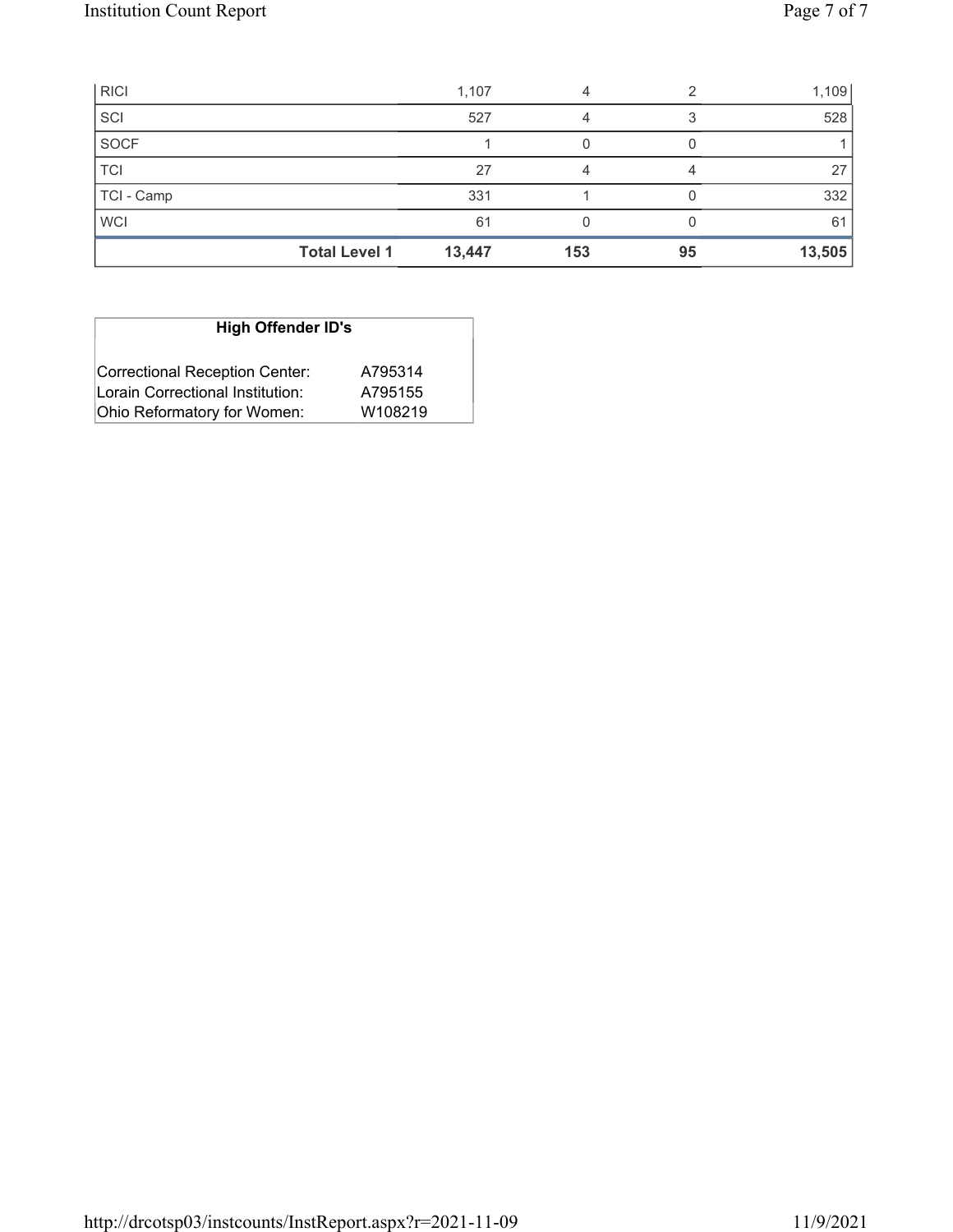| | | | | |
|---|---|---|---|---|
| RICI | 1,107 | 4 | 2 | 1,109 |
| SCI | 527 | 4 | 3 | 528 |
| SOCF | 1 | 0 | 0 | 1 |
| TCI | 27 | 4 | 4 | 27 |
| TCI - Camp | 331 | 1 | 0 | 332 |
| WCI | 61 | 0 | 0 | 61 |
| **Total Level 1** | **13,447** | **153** | **95** | **13,505** |

| High Offender ID's | |
|---|---|
| Correctional Reception Center: | A795314 |
| Lorain Correctional Institution: | A795155 |
| Ohio Reformatory for Women: | W108219 |